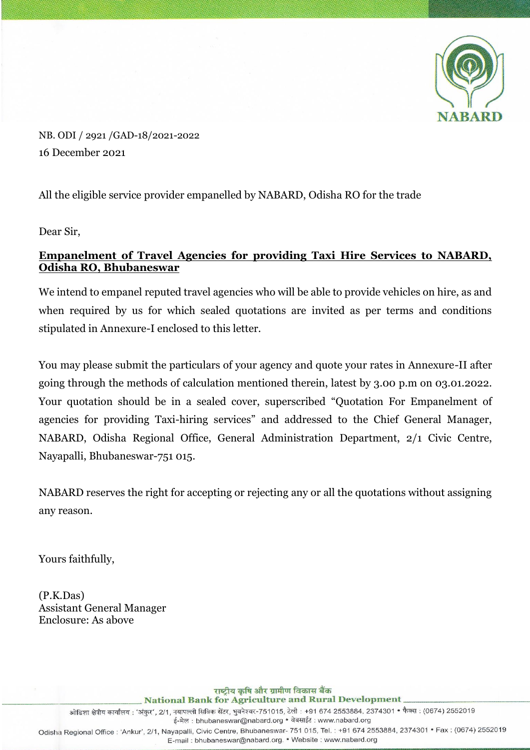NB. ODI / 2921 /GAD-18/2021-2022
16 December 2021

All the eligible service provider empanelled by NABARD, Odisha RO for the trade

Dear Sir,

**Empanelment of Travel Agencies for providing Taxi Hire Services to NABARD, Odisha RO, Bhubaneswar**

We intend to empanel reputed travel agencies who will be able to provide vehicles on hire, as and when required by us for which sealed quotations are invited as per terms and conditions stipulated in Annexure-I enclosed to this letter.

You may please submit the particulars of your agency and quote your rates in Annexure-II after going through the methods of calculation mentioned therein, latest by 3.00 p.m on 03.01.2022. Your quotation should be in a sealed cover, superscribed "Quotation For Empanelment of agencies for providing Taxi-hiring services" and addressed to the Chief General Manager, NABARD, Odisha Regional Office, General Administration Department, 2/1 Civic Centre, Nayapalli, Bhubaneswar-751 015.

NABARD reserves the right for accepting or rejecting any or all the quotations without assigning any reason.

Yours faithfully,

(P.K.Das)
Assistant General Manager
Enclosure: As above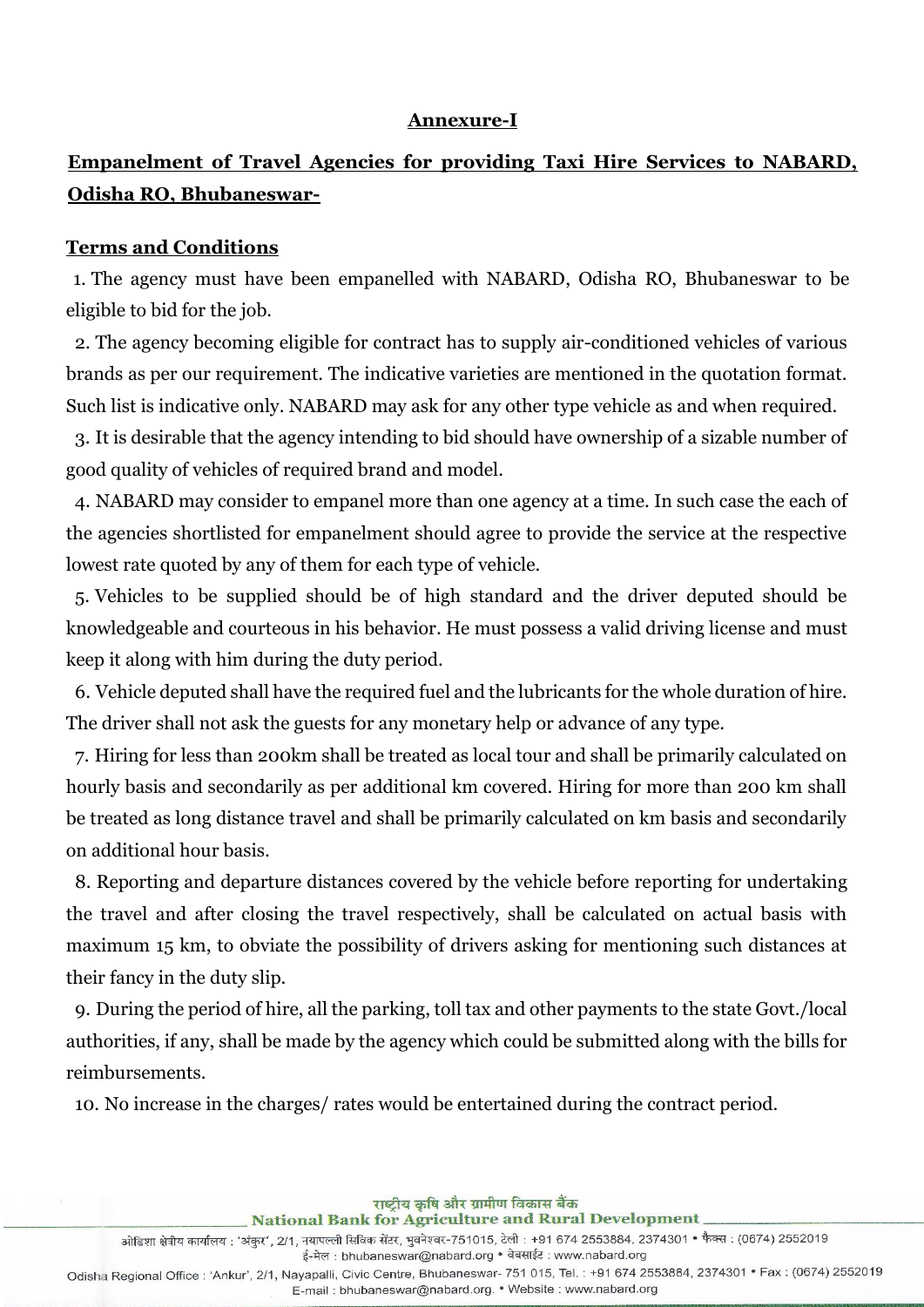**Annexure-I**

**Empanelment of Travel Agencies for providing Taxi Hire Services to NABARD, Odisha RO, Bhubaneswar-**

**Terms and Conditions**

1. The agency must have been empanelled with NABARD, Odisha RO, Bhubaneswar to be eligible to bid for the job.
2. The agency becoming eligible for contract has to supply air-conditioned vehicles of various brands as per our requirement. The indicative varieties are mentioned in the quotation format. Such list is indicative only. NABARD may ask for any other type vehicle as and when required.
3. It is desirable that the agency intending to bid should have ownership of a sizable number of good quality of vehicles of required brand and model.
4. NABARD may consider to empanel more than one agency at a time. In such case the each of the agencies shortlisted for empanelment should agree to provide the service at the respective lowest rate quoted by any of them for each type of vehicle.
5. Vehicles to be supplied should be of high standard and the driver deputed should be knowledgeable and courteous in his behavior. He must possess a valid driving license and must keep it along with him during the duty period.
6. Vehicle deputed shall have the required fuel and the lubricants for the whole duration of hire. The driver shall not ask the guests for any monetary help or advance of any type.
7. Hiring for less than 200km shall be treated as local tour and shall be primarily calculated on hourly basis and secondarily as per additional km covered. Hiring for more than 200 km shall be treated as long distance travel and shall be primarily calculated on km basis and secondarily on additional hour basis.
8. Reporting and departure distances covered by the vehicle before reporting for undertaking the travel and after closing the travel respectively, shall be calculated on actual basis with maximum 15 km, to obviate the possibility of drivers asking for mentioning such distances at their fancy in the duty slip.
9. During the period of hire, all the parking, toll tax and other payments to the state Govt./local authorities, if any, shall be made by the agency which could be submitted along with the bills for reimbursements.
10. No increase in the charges/ rates would be entertained during the contract period.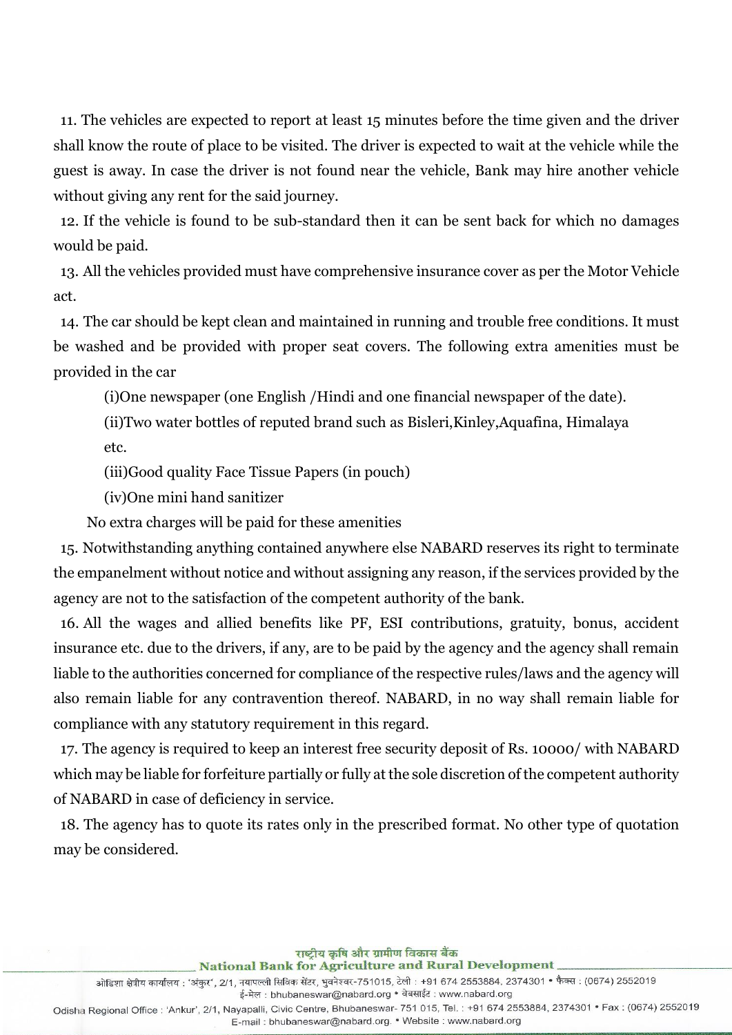11. The vehicles are expected to report at least 15 minutes before the time given and the driver shall know the route of place to be visited. The driver is expected to wait at the vehicle while the guest is away. In case the driver is not found near the vehicle, Bank may hire another vehicle without giving any rent for the said journey.

12. If the vehicle is found to be sub-standard then it can be sent back for which no damages would be paid.

13. All the vehicles provided must have comprehensive insurance cover as per the Motor Vehicle act.

14. The car should be kept clean and maintained in running and trouble free conditions. It must be washed and be provided with proper seat covers. The following extra amenities must be provided in the car

(i)One newspaper (one English /Hindi and one financial newspaper of the date).

(ii)Two water bottles of reputed brand such as Bisleri,Kinley,Aquafina, Himalaya etc.

(iii)Good quality Face Tissue Papers (in pouch)

(iv)One mini hand sanitizer

No extra charges will be paid for these amenities

15. Notwithstanding anything contained anywhere else NABARD reserves its right to terminate the empanelment without notice and without assigning any reason, if the services provided by the agency are not to the satisfaction of the competent authority of the bank.

16. All the wages and allied benefits like PF, ESI contributions, gratuity, bonus, accident insurance etc. due to the drivers, if any, are to be paid by the agency and the agency shall remain liable to the authorities concerned for compliance of the respective rules/laws and the agency will also remain liable for any contravention thereof. NABARD, in no way shall remain liable for compliance with any statutory requirement in this regard.

17. The agency is required to keep an interest free security deposit of Rs. 10000/ with NABARD which may be liable for forfeiture partially or fully at the sole discretion of the competent authority of NABARD in case of deficiency in service.

18. The agency has to quote its rates only in the prescribed format. No other type of quotation may be considered.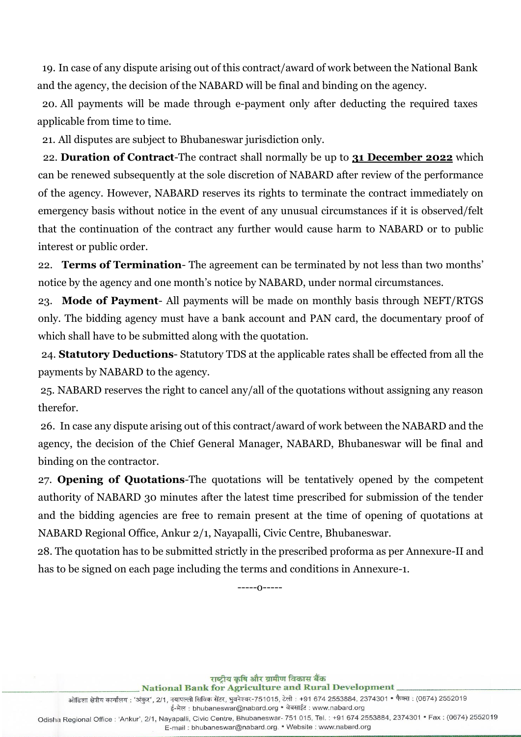19. In case of any dispute arising out of this contract/award of work between the National Bank and the agency, the decision of the NABARD will be final and binding on the agency.

20. All payments will be made through e-payment only after deducting the required taxes applicable from time to time.

21. All disputes are subject to Bhubaneswar jurisdiction only.

22. **Duration of Contract**-The contract shall normally be up to **<u>31 December 2022</u>** which can be renewed subsequently at the sole discretion of NABARD after review of the performance of the agency. However, NABARD reserves its rights to terminate the contract immediately on emergency basis without notice in the event of any unusual circumstances if it is observed/felt that the continuation of the contract any further would cause harm to NABARD or to public interest or public order.

22. **Terms of Termination**- The agreement can be terminated by not less than two months' notice by the agency and one month's notice by NABARD, under normal circumstances.

23. **Mode of Payment**- All payments will be made on monthly basis through NEFT/RTGS only. The bidding agency must have a bank account and PAN card, the documentary proof of which shall have to be submitted along with the quotation.

24. **Statutory Deductions**- Statutory TDS at the applicable rates shall be effected from all the payments by NABARD to the agency.

25. NABARD reserves the right to cancel any/all of the quotations without assigning any reason therefor.

26. In case any dispute arising out of this contract/award of work between the NABARD and the agency, the decision of the Chief General Manager, NABARD, Bhubaneswar will be final and binding on the contractor.

27. **Opening of Quotations**-The quotations will be tentatively opened by the competent authority of NABARD 30 minutes after the latest time prescribed for submission of the tender and the bidding agencies are free to remain present at the time of opening of quotations at NABARD Regional Office, Ankur 2/1, Nayapalli, Civic Centre, Bhubaneswar.

28. The quotation has to be submitted strictly in the prescribed proforma as per Annexure-II and has to be signed on each page including the terms and conditions in Annexure-1.

-----o-----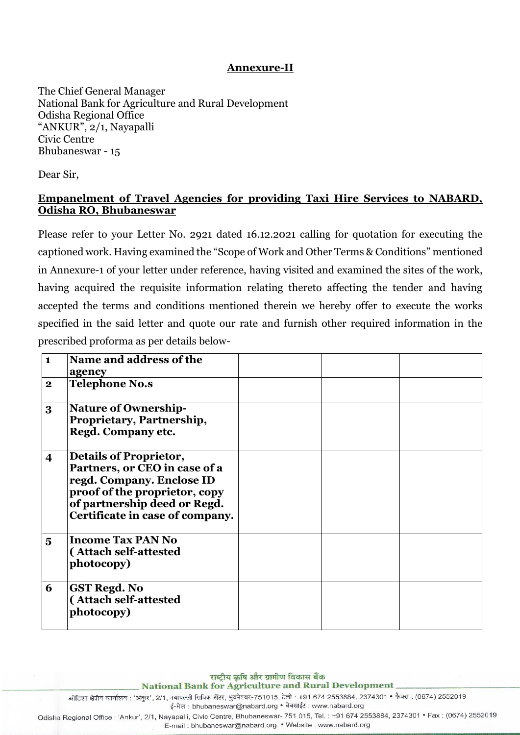## Annexure-II

The Chief General Manager
National Bank for Agriculture and Rural Development
Odisha Regional Office
"ANKUR", 2/1, Nayapalli
Civic Centre
Bhubaneswar - 15

Dear Sir,

**Empanelment of Travel Agencies for providing Taxi Hire Services to NABARD, Odisha RO, Bhubaneswar**

Please refer to your Letter No. 2921 dated 16.12.2021 calling for quotation for executing the captioned work. Having examined the "Scope of Work and Other Terms & Conditions" mentioned in Annexure-1 of your letter under reference, having visited and examined the sites of the work, having acquired the requisite information relating thereto affecting the tender and having accepted the terms and conditions mentioned therein we hereby offer to execute the works specified in the said letter and quote our rate and furnish other required information in the prescribed proforma as per details below-

| | | | | |
|---|---|---|---|---|
| **1** | **Name and address of the agency** | | | |
| **2** | **Telephone No.s** | | | |
| **3** | **Nature of Ownership- Proprietary, Partnership, Regd. Company etc.** | | | |
| **4** | **Details of Proprietor, Partners, or CEO in case of a regd. Company. Enclose ID proof of the proprietor, copy of partnership deed or Regd. Certificate in case of company.** | | | |
| **5** | **Income Tax PAN No ( Attach self-attested photocopy)** | | | |
| **6** | **GST Regd. No ( Attach self-attested photocopy)** | | | |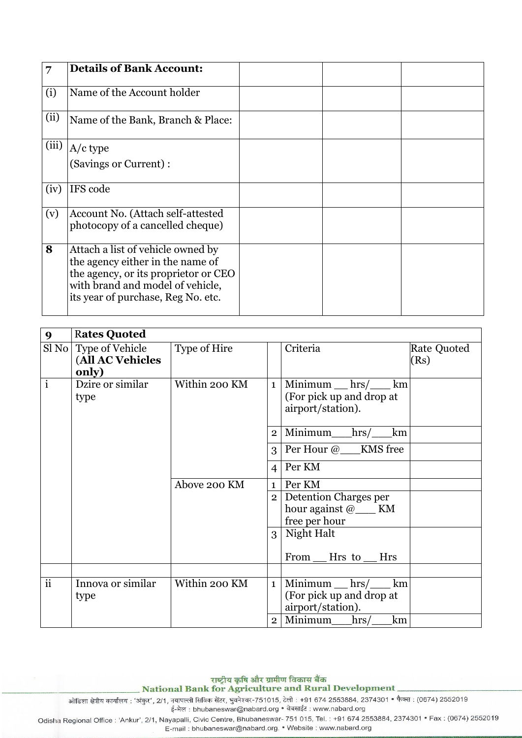| 7 | **Details of Bank Account:** | | | |
|---|---|---|---|---|
| (i) | Name of the Account holder | | | |
| (ii) | Name of the Bank, Branch & Place: | | | |
| (iii) | A/c type<br>(Savings or Current) : | | | |
| (iv) | IFS code | | | |
| (v) | Account No. (Attach self-attested photocopy of a cancelled cheque) | | | |
| **8** | Attach a list of vehicle owned by the agency either in the name of the agency, or its proprietor or CEO with brand and model of vehicle, its year of purchase, Reg No. etc. | | | |

| **9** | **Rates Quoted** | | | | |
|---|---|---|---|---|---|
| Sl No | Type of Vehicle (**All AC Vehicles only)** | Type of Hire | | Criteria | Rate Quoted (Rs) |
| i | Dzire or similar type | Within 200 KM | 1 | Minimum __ hrs/___ km (For pick up and drop at airport/station). | |
| | | | 2 | Minimum___hrs/___km | |
| | | | 3 | Per Hour @___KMS free | |
| | | | 4 | Per KM | |
| | | Above 200 KM | 1 | Per KM | |
| | | | 2 | Detention Charges per hour against @___ KM free per hour | |
| | | | 3 | Night Halt<br>From __ Hrs to __ Hrs | |
| | | | | | |
| ii | Innova or similar type | Within 200 KM | 1 | Minimum __ hrs/___ km (For pick up and drop at airport/station). | |
| | | | 2 | Minimum___hrs/___km | |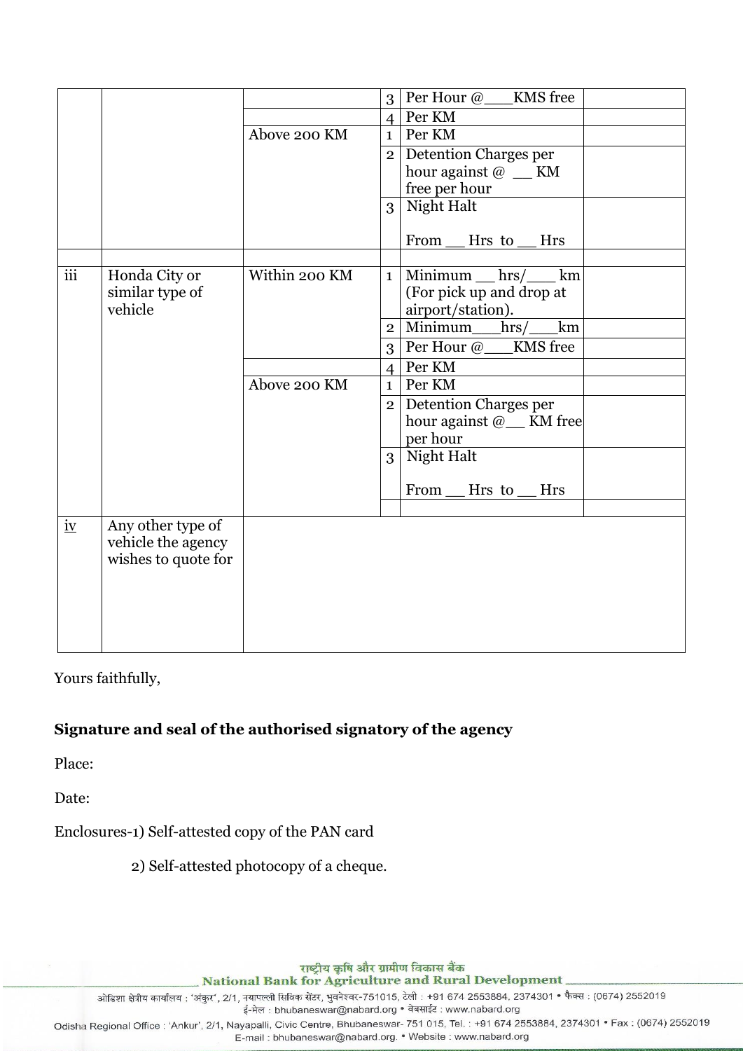|  |  |  |  |  |  |
|---|---|---|---|---|---|
|  |  |  | 3 | Per Hour @___KMS free |  |
|  |  |  | 4 | Per KM |  |
|  |  | Above 200 KM | 1 | Per KM |  |
|  |  |  | 2 | Detention Charges per hour against @ __ KM free per hour |  |
|  |  |  | 3 | Night Halt<br><br>From __ Hrs to __ Hrs |  |
|  |  |  |  |  |  |
| iii | Honda City or similar type of vehicle | Within 200 KM | 1 | Minimum __ hrs/___ km (For pick up and drop at airport/station). |  |
|  |  |  | 2 | Minimum___hrs/___km |  |
|  |  |  | 3 | Per Hour @___KMS free |  |
|  |  |  | 4 | Per KM |  |
|  |  | Above 200 KM | 1 | Per KM |  |
|  |  |  | 2 | Detention Charges per hour against @__ KM free per hour |  |
|  |  |  | 3 | Night Halt<br><br>From __ Hrs to __ Hrs |  |
|  |  |  |  |  |  |
| iv | Any other type of vehicle the agency wishes to quote for |  |  |  |  |

Yours faithfully,

**Signature and seal of the authorised signatory of the agency**

Place:

Date:

Enclosures-1) Self-attested copy of the PAN card

2) Self-attested photocopy of a cheque.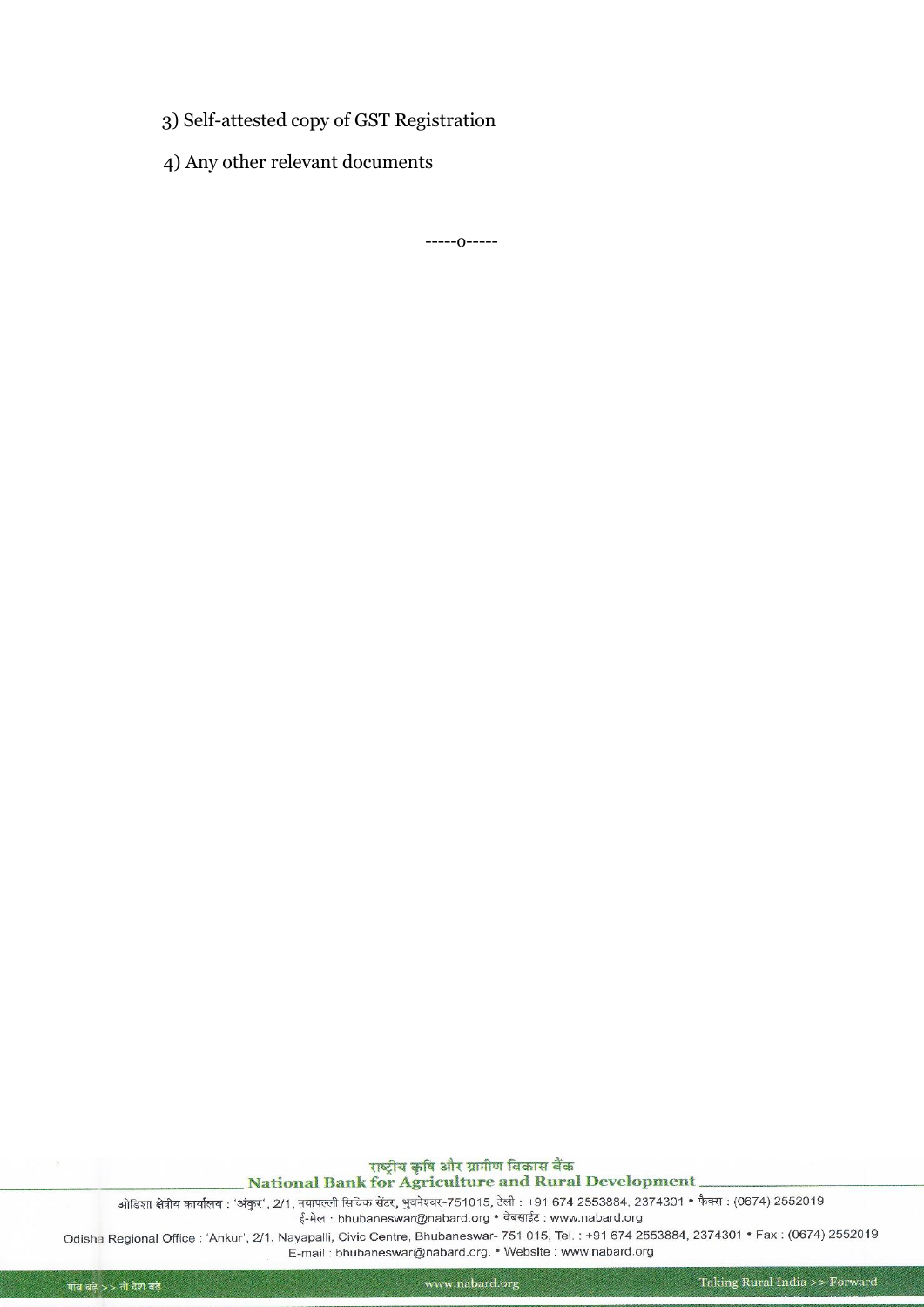3) Self-attested copy of GST Registration

4) Any other relevant documents

-----o-----